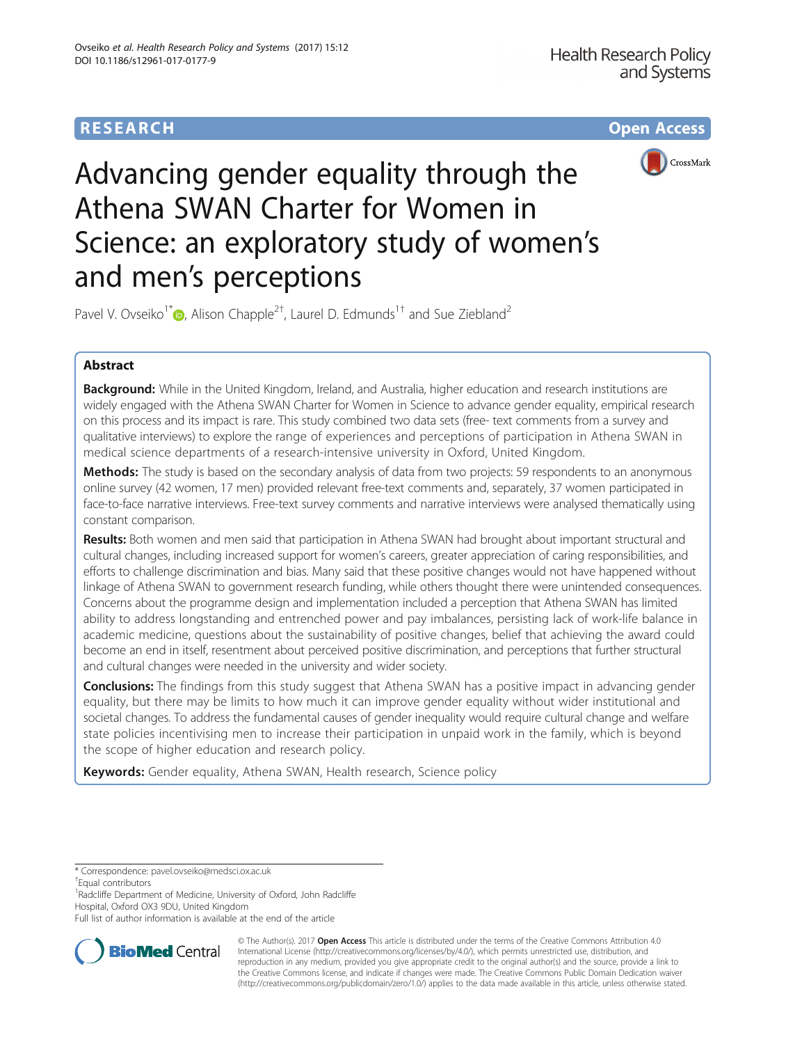RESEARCH

Open Access

# Advancing gender equality through the Athena SWAN Charter for Women in Science: an exploratory study of women's and men's perceptions

Pavel V. Ovseiko[1*], Alison Chapple[2†], Laurel D. Edmunds[1†] and Sue Ziebland[2]

## Abstract

**Background:** While in the United Kingdom, Ireland, and Australia, higher education and research institutions are widely engaged with the Athena SWAN Charter for Women in Science to advance gender equality, empirical research on this process and its impact is rare. This study combined two data sets (free- text comments from a survey and qualitative interviews) to explore the range of experiences and perceptions of participation in Athena SWAN in medical science departments of a research-intensive university in Oxford, United Kingdom.

**Methods:** The study is based on the secondary analysis of data from two projects: 59 respondents to an anonymous online survey (42 women, 17 men) provided relevant free-text comments and, separately, 37 women participated in face-to-face narrative interviews. Free-text survey comments and narrative interviews were analysed thematically using constant comparison.

**Results:** Both women and men said that participation in Athena SWAN had brought about important structural and cultural changes, including increased support for women's careers, greater appreciation of caring responsibilities, and efforts to challenge discrimination and bias. Many said that these positive changes would not have happened without linkage of Athena SWAN to government research funding, while others thought there were unintended consequences. Concerns about the programme design and implementation included a perception that Athena SWAN has limited ability to address longstanding and entrenched power and pay imbalances, persisting lack of work-life balance in academic medicine, questions about the sustainability of positive changes, belief that achieving the award could become an end in itself, resentment about perceived positive discrimination, and perceptions that further structural and cultural changes were needed in the university and wider society.

**Conclusions:** The findings from this study suggest that Athena SWAN has a positive impact in advancing gender equality, but there may be limits to how much it can improve gender equality without wider institutional and societal changes. To address the fundamental causes of gender inequality would require cultural change and welfare state policies incentivising men to increase their participation in unpaid work in the family, which is beyond the scope of higher education and research policy.

**Keywords:** Gender equality, Athena SWAN, Health research, Science policy

---

* Correspondence: pavel.ovseiko@medsci.ox.ac.uk

† Equal contributors

[1] Radcliffe Department of Medicine, University of Oxford, John Radcliffe Hospital, Oxford OX3 9DU, United Kingdom

Full list of author information is available at the end of the article

© The Author(s). 2017 **Open Access** This article is distributed under the terms of the Creative Commons Attribution 4.0 International License (http://creativecommons.org/licenses/by/4.0/), which permits unrestricted use, distribution, and reproduction in any medium, provided you give appropriate credit to the original author(s) and the source, provide a link to the Creative Commons license, and indicate if changes were made. The Creative Commons Public Domain Dedication waiver (http://creativecommons.org/publicdomain/zero/1.0/) applies to the data made available in this article, unless otherwise stated.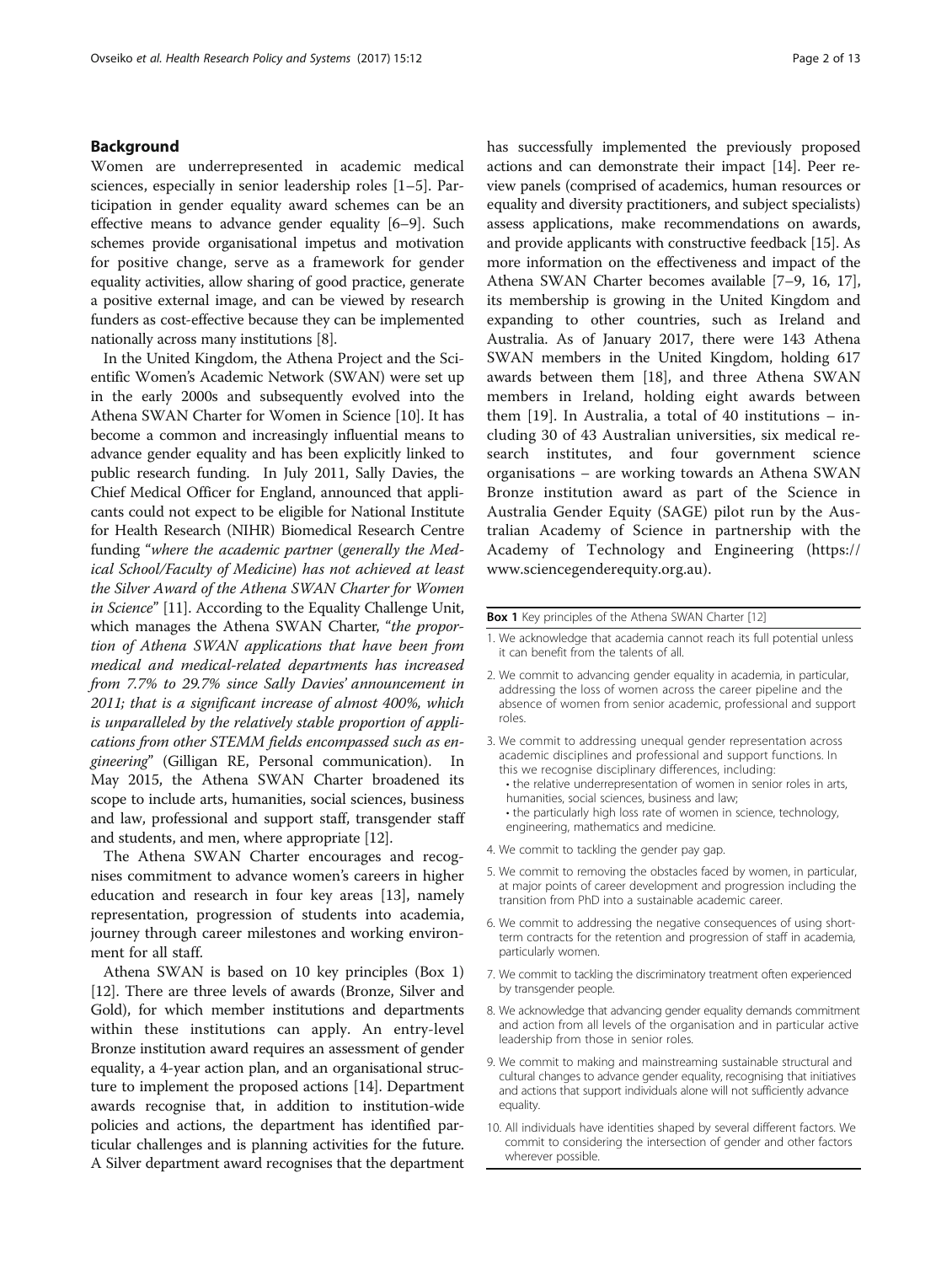## Background

Women are underrepresented in academic medical sciences, especially in senior leadership roles [1–5]. Participation in gender equality award schemes can be an effective means to advance gender equality [6–9]. Such schemes provide organisational impetus and motivation for positive change, serve as a framework for gender equality activities, allow sharing of good practice, generate a positive external image, and can be viewed by research funders as cost-effective because they can be implemented nationally across many institutions [8].

In the United Kingdom, the Athena Project and the Scientific Women's Academic Network (SWAN) were set up in the early 2000s and subsequently evolved into the Athena SWAN Charter for Women in Science [10]. It has become a common and increasingly influential means to advance gender equality and has been explicitly linked to public research funding. In July 2011, Sally Davies, the Chief Medical Officer for England, announced that applicants could not expect to be eligible for National Institute for Health Research (NIHR) Biomedical Research Centre funding "*where the academic partner (generally the Medical School/Faculty of Medicine) has not achieved at least the Silver Award of the Athena SWAN Charter for Women in Science*" [11]. According to the Equality Challenge Unit, which manages the Athena SWAN Charter, "*the proportion of Athena SWAN applications that have been from medical and medical-related departments has increased from 7.7% to 29.7% since Sally Davies' announcement in 2011; that is a significant increase of almost 400%, which is unparalleled by the relatively stable proportion of applications from other STEMM fields encompassed such as engineering*" (Gilligan RE, Personal communication). In May 2015, the Athena SWAN Charter broadened its scope to include arts, humanities, social sciences, business and law, professional and support staff, transgender staff and students, and men, where appropriate [12].

The Athena SWAN Charter encourages and recognises commitment to advance women's careers in higher education and research in four key areas [13], namely representation, progression of students into academia, journey through career milestones and working environment for all staff.

Athena SWAN is based on 10 key principles (Box 1) [12]. There are three levels of awards (Bronze, Silver and Gold), for which member institutions and departments within these institutions can apply. An entry-level Bronze institution award requires an assessment of gender equality, a 4-year action plan, and an organisational structure to implement the proposed actions [14]. Department awards recognise that, in addition to institution-wide policies and actions, the department has identified particular challenges and is planning activities for the future. A Silver department award recognises that the department has successfully implemented the previously proposed actions and can demonstrate their impact [14]. Peer review panels (comprised of academics, human resources or equality and diversity practitioners, and subject specialists) assess applications, make recommendations on awards, and provide applicants with constructive feedback [15]. As more information on the effectiveness and impact of the Athena SWAN Charter becomes available [7–9, 16, 17], its membership is growing in the United Kingdom and expanding to other countries, such as Ireland and Australia. As of January 2017, there were 143 Athena SWAN members in the United Kingdom, holding 617 awards between them [18], and three Athena SWAN members in Ireland, holding eight awards between them [19]. In Australia, a total of 40 institutions – including 30 of 43 Australian universities, six medical research institutes, and four government science organisations – are working towards an Athena SWAN Bronze institution award as part of the Science in Australia Gender Equity (SAGE) pilot run by the Australian Academy of Science in partnership with the Academy of Technology and Engineering (https://www.sciencegenderequity.org.au).

**Box 1** Key principles of the Athena SWAN Charter [12]

1. We acknowledge that academia cannot reach its full potential unless it can benefit from the talents of all.
2. We commit to advancing gender equality in academia, in particular, addressing the loss of women across the career pipeline and the absence of women from senior academic, professional and support roles.
3. We commit to addressing unequal gender representation across academic disciplines and professional and support functions. In this we recognise disciplinary differences, including:
   - the relative underrepresentation of women in senior roles in arts, humanities, social sciences, business and law;
   - the particularly high loss rate of women in science, technology, engineering, mathematics and medicine.
4. We commit to tackling the gender pay gap.
5. We commit to removing the obstacles faced by women, in particular, at major points of career development and progression including the transition from PhD into a sustainable academic career.
6. We commit to addressing the negative consequences of using short-term contracts for the retention and progression of staff in academia, particularly women.
7. We commit to tackling the discriminatory treatment often experienced by transgender people.
8. We acknowledge that advancing gender equality demands commitment and action from all levels of the organisation and in particular active leadership from those in senior roles.
9. We commit to making and mainstreaming sustainable structural and cultural changes to advance gender equality, recognising that initiatives and actions that support individuals alone will not sufficiently advance equality.
10. All individuals have identities shaped by several different factors. We commit to considering the intersection of gender and other factors wherever possible.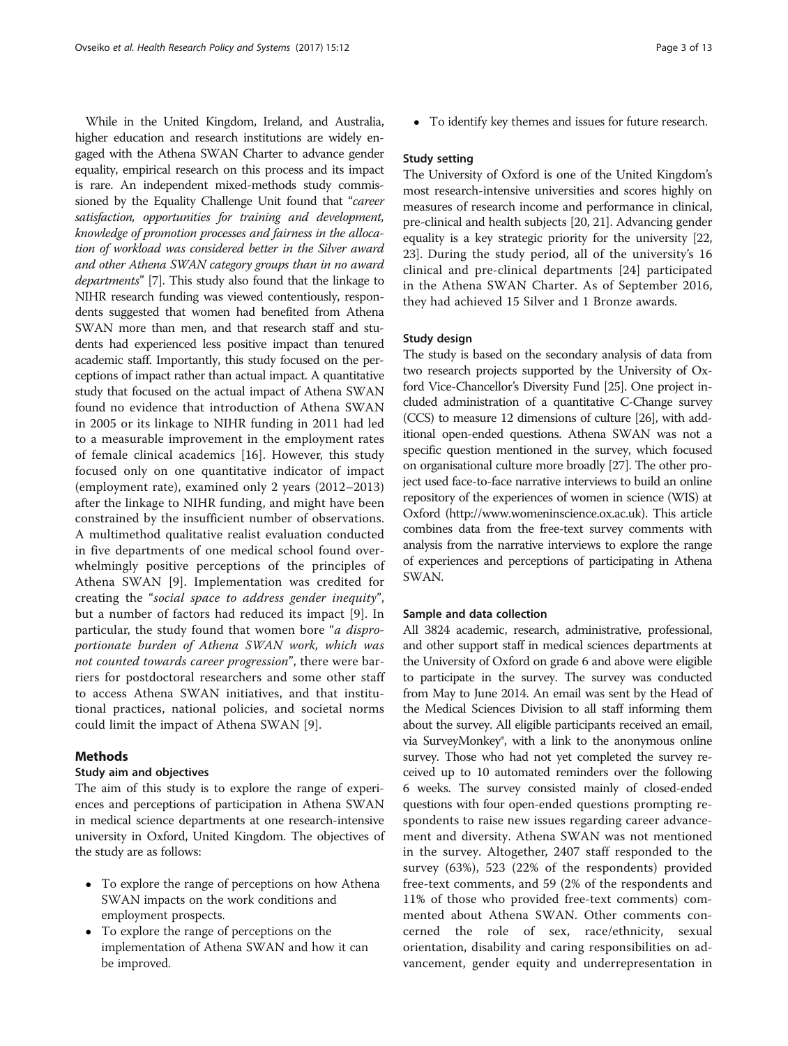While in the United Kingdom, Ireland, and Australia, higher education and research institutions are widely engaged with the Athena SWAN Charter to advance gender equality, empirical research on this process and its impact is rare. An independent mixed-methods study commissioned by the Equality Challenge Unit found that "*career satisfaction, opportunities for training and development, knowledge of promotion processes and fairness in the allocation of workload was considered better in the Silver award and other Athena SWAN category groups than in no award departments*" [7]. This study also found that the linkage to NIHR research funding was viewed contentiously, respondents suggested that women had benefited from Athena SWAN more than men, and that research staff and students had experienced less positive impact than tenured academic staff. Importantly, this study focused on the perceptions of impact rather than actual impact. A quantitative study that focused on the actual impact of Athena SWAN found no evidence that introduction of Athena SWAN in 2005 or its linkage to NIHR funding in 2011 had led to a measurable improvement in the employment rates of female clinical academics [16]. However, this study focused only on one quantitative indicator of impact (employment rate), examined only 2 years (2012–2013) after the linkage to NIHR funding, and might have been constrained by the insufficient number of observations. A multimethod qualitative realist evaluation conducted in five departments of one medical school found overwhelmingly positive perceptions of the principles of Athena SWAN [9]. Implementation was credited for creating the "*social space to address gender inequity*", but a number of factors had reduced its impact [9]. In particular, the study found that women bore "*a disproportionate burden of Athena SWAN work, which was not counted towards career progression*", there were barriers for postdoctoral researchers and some other staff to access Athena SWAN initiatives, and that institutional practices, national policies, and societal norms could limit the impact of Athena SWAN [9].

## Methods

### Study aim and objectives

The aim of this study is to explore the range of experiences and perceptions of participation in Athena SWAN in medical science departments at one research-intensive university in Oxford, United Kingdom. The objectives of the study are as follows:

- To explore the range of perceptions on how Athena SWAN impacts on the work conditions and employment prospects.
- To explore the range of perceptions on the implementation of Athena SWAN and how it can be improved.
- To identify key themes and issues for future research.

### Study setting

The University of Oxford is one of the United Kingdom's most research-intensive universities and scores highly on measures of research income and performance in clinical, pre-clinical and health subjects [20, 21]. Advancing gender equality is a key strategic priority for the university [22, 23]. During the study period, all of the university's 16 clinical and pre-clinical departments [24] participated in the Athena SWAN Charter. As of September 2016, they had achieved 15 Silver and 1 Bronze awards.

### Study design

The study is based on the secondary analysis of data from two research projects supported by the University of Oxford Vice-Chancellor's Diversity Fund [25]. One project included administration of a quantitative C-Change survey (CCS) to measure 12 dimensions of culture [26], with additional open-ended questions. Athena SWAN was not a specific question mentioned in the survey, which focused on organisational culture more broadly [27]. The other project used face-to-face narrative interviews to build an online repository of the experiences of women in science (WIS) at Oxford (http://www.womeninscience.ox.ac.uk). This article combines data from the free-text survey comments with analysis from the narrative interviews to explore the range of experiences and perceptions of participating in Athena SWAN.

### Sample and data collection

All 3824 academic, research, administrative, professional, and other support staff in medical sciences departments at the University of Oxford on grade 6 and above were eligible to participate in the survey. The survey was conducted from May to June 2014. An email was sent by the Head of the Medical Sciences Division to all staff informing them about the survey. All eligible participants received an email, via SurveyMonkey®, with a link to the anonymous online survey. Those who had not yet completed the survey received up to 10 automated reminders over the following 6 weeks. The survey consisted mainly of closed-ended questions with four open-ended questions prompting respondents to raise new issues regarding career advancement and diversity. Athena SWAN was not mentioned in the survey. Altogether, 2407 staff responded to the survey (63%), 523 (22% of the respondents) provided free-text comments, and 59 (2% of the respondents and 11% of those who provided free-text comments) commented about Athena SWAN. Other comments concerned the role of sex, race/ethnicity, sexual orientation, disability and caring responsibilities on advancement, gender equity and underrepresentation in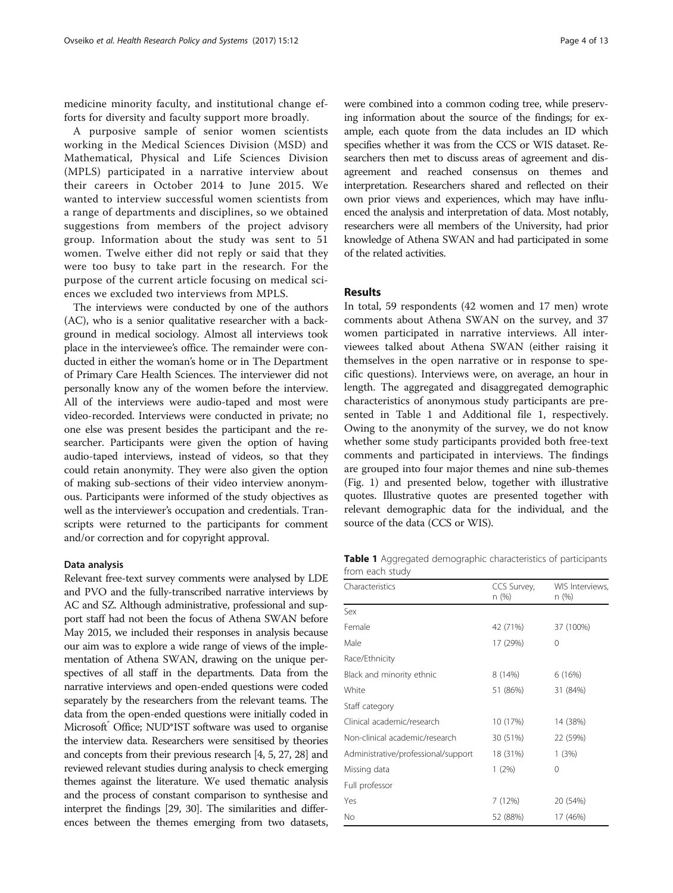medicine minority faculty, and institutional change efforts for diversity and faculty support more broadly.

A purposive sample of senior women scientists working in the Medical Sciences Division (MSD) and Mathematical, Physical and Life Sciences Division (MPLS) participated in a narrative interview about their careers in October 2014 to June 2015. We wanted to interview successful women scientists from a range of departments and disciplines, so we obtained suggestions from members of the project advisory group. Information about the study was sent to 51 women. Twelve either did not reply or said that they were too busy to take part in the research. For the purpose of the current article focusing on medical sciences we excluded two interviews from MPLS.

The interviews were conducted by one of the authors (AC), who is a senior qualitative researcher with a background in medical sociology. Almost all interviews took place in the interviewee's office. The remainder were conducted in either the woman's home or in The Department of Primary Care Health Sciences. The interviewer did not personally know any of the women before the interview. All of the interviews were audio-taped and most were video-recorded. Interviews were conducted in private; no one else was present besides the participant and the researcher. Participants were given the option of having audio-taped interviews, instead of videos, so that they could retain anonymity. They were also given the option of making sub-sections of their video interview anonymous. Participants were informed of the study objectives as well as the interviewer's occupation and credentials. Transcripts were returned to the participants for comment and/or correction and for copyright approval.

### Data analysis

Relevant free-text survey comments were analysed by LDE and PVO and the fully-transcribed narrative interviews by AC and SZ. Although administrative, professional and support staff had not been the focus of Athena SWAN before May 2015, we included their responses in analysis because our aim was to explore a wide range of views of the implementation of Athena SWAN, drawing on the unique perspectives of all staff in the departments. Data from the narrative interviews and open-ended questions were coded separately by the researchers from the relevant teams. The data from the open-ended questions were initially coded in Microsoft® Office; NUD*IST software was used to organise the interview data. Researchers were sensitised by theories and concepts from their previous research [4, 5, 27, 28] and reviewed relevant studies during analysis to check emerging themes against the literature. We used thematic analysis and the process of constant comparison to synthesise and interpret the findings [29, 30]. The similarities and differences between the themes emerging from two datasets, were combined into a common coding tree, while preserving information about the source of the findings; for example, each quote from the data includes an ID which specifies whether it was from the CCS or WIS dataset. Researchers then met to discuss areas of agreement and disagreement and reached consensus on themes and interpretation. Researchers shared and reflected on their own prior views and experiences, which may have influenced the analysis and interpretation of data. Most notably, researchers were all members of the University, had prior knowledge of Athena SWAN and had participated in some of the related activities.

## Results

In total, 59 respondents (42 women and 17 men) wrote comments about Athena SWAN on the survey, and 37 women participated in narrative interviews. All interviewees talked about Athena SWAN (either raising it themselves in the open narrative or in response to specific questions). Interviews were, on average, an hour in length. The aggregated and disaggregated demographic characteristics of anonymous study participants are presented in Table 1 and Additional file 1, respectively. Owing to the anonymity of the survey, we do not know whether some study participants provided both free-text comments and participated in interviews. The findings are grouped into four major themes and nine sub-themes (Fig. 1) and presented below, together with illustrative quotes. Illustrative quotes are presented together with relevant demographic data for the individual, and the source of the data (CCS or WIS).

**Table 1** Aggregated demographic characteristics of participants from each study

| Characteristics | CCS Survey, n (%) | WIS Interviews, n (%) |
|---|---|---|
| Sex | | |
| Female | 42 (71%) | 37 (100%) |
| Male | 17 (29%) | 0 |
| Race/Ethnicity | | |
| Black and minority ethnic | 8 (14%) | 6 (16%) |
| White | 51 (86%) | 31 (84%) |
| Staff category | | |
| Clinical academic/research | 10 (17%) | 14 (38%) |
| Non-clinical academic/research | 30 (51%) | 22 (59%) |
| Administrative/professional/support | 18 (31%) | 1 (3%) |
| Missing data | 1 (2%) | 0 |
| Full professor | | |
| Yes | 7 (12%) | 20 (54%) |
| No | 52 (88%) | 17 (46%) |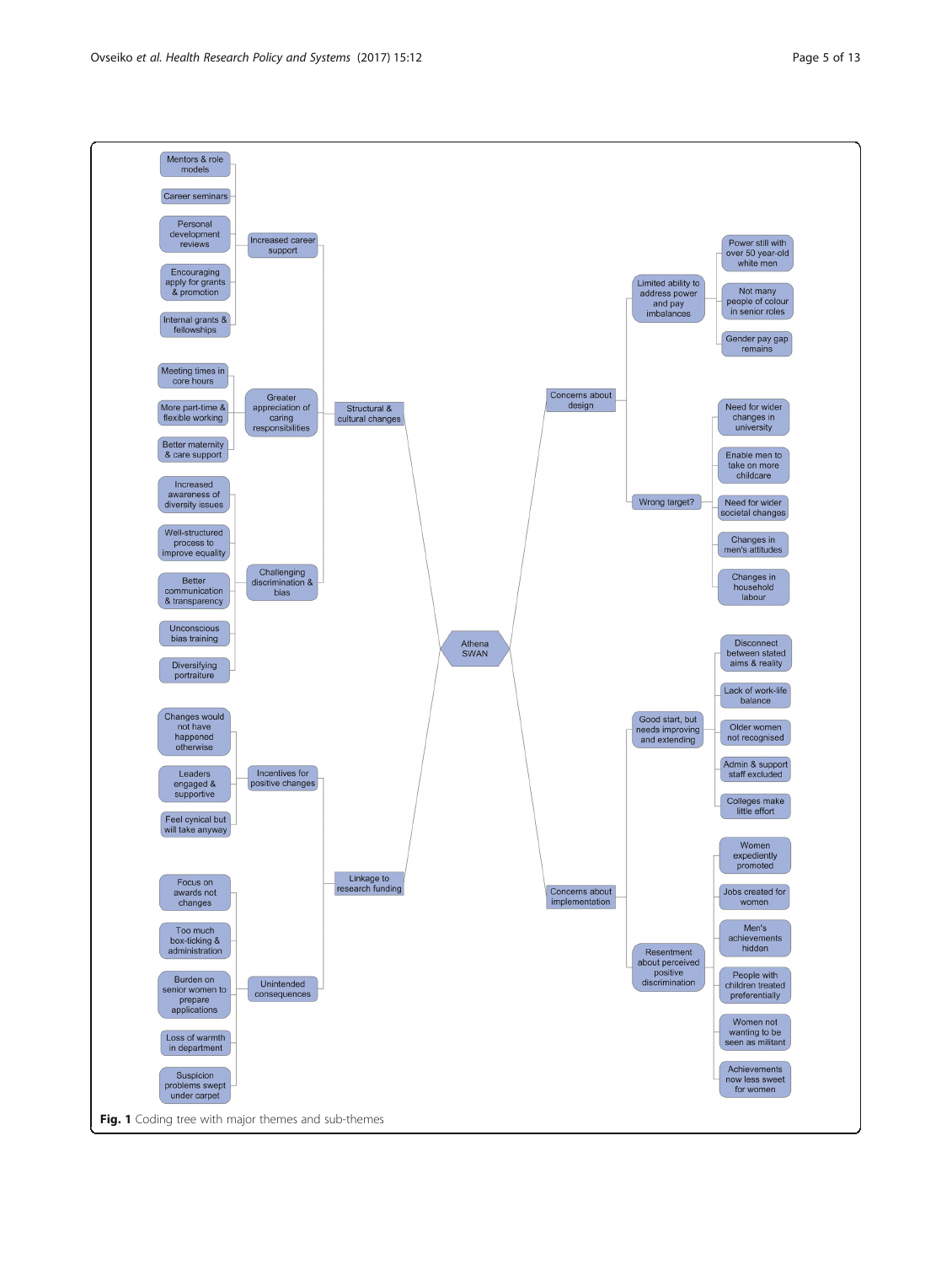- Athena SWAN
  - Structural & cultural changes
    - Increased career support
      - Mentors & role models
      - Career seminars
      - Personal development reviews
      - Encouraging apply for grants & promotion
      - Internal grants & fellowships
    - Greater appreciation of caring responsibilities
      - Meeting times in core hours
      - More part-time & flexible working
      - Better maternity & care support
    - Challenging discrimination & bias
      - Increased awareness of diversity issues
      - Well-structured process to improve equality
      - Better communication & transparency
      - Unconscious bias training
      - Diversifying portraiture
  - Linkage to research funding
    - Incentives for positive changes
      - Changes would not have happened otherwise
      - Leaders engaged & supportive
      - Feel cynical but will take anyway
    - Unintended consequences
      - Focus on awards not changes
      - Too much box-ticking & administration
      - Burden on senior women to prepare applications
      - Loss of warmth in department
      - Suspicion problems swept under carpet
  - Concerns about design
    - Limited ability to address power and pay imbalances
      - Power still with over 50 year-old white men
      - Not many people of colour in senior roles
      - Gender pay gap remains
    - Wrong target?
      - Need for wider changes in university
      - Enable men to take on more childcare
      - Need for wider societal changes
      - Changes in men's attitudes
      - Changes in household labour
  - Concerns about implementation
    - Good start, but needs improving and extending
      - Disconnect between stated aims & reality
      - Lack of work-life balance
      - Older women not recognised
      - Admin & support staff excluded
      - Colleges make little effort
    - Resentment about perceived positive discrimination
      - Women expediently promoted
      - Jobs created for women
      - Men's achievements hidden
      - People with children treated preferentially
      - Women not wanting to be seen as militant
      - Achievements now less sweet for women

**Fig. 1** Coding tree with major themes and sub-themes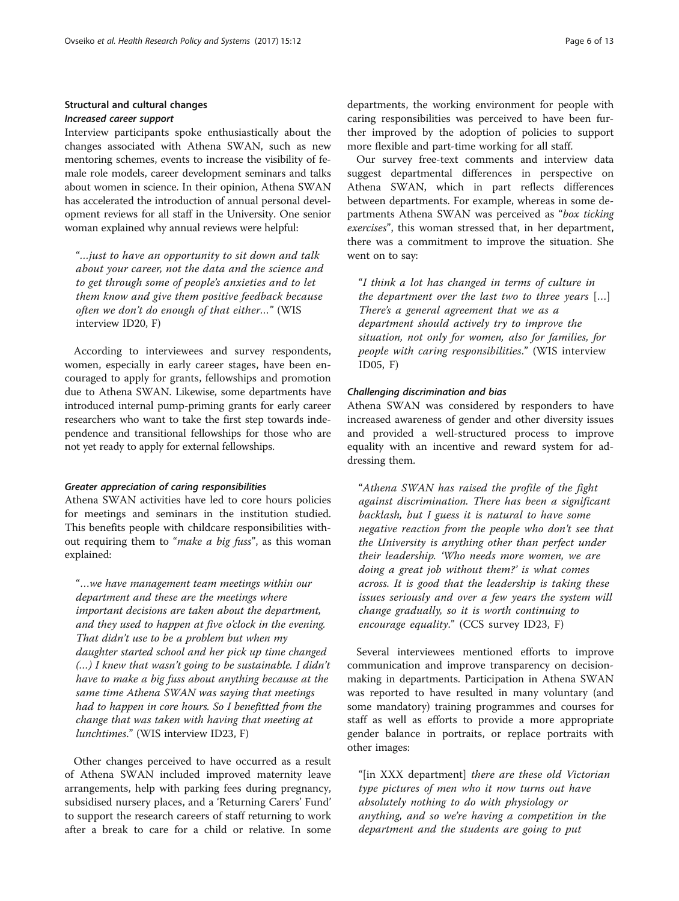## Structural and cultural changes

### *Increased career support*

Interview participants spoke enthusiastically about the changes associated with Athena SWAN, such as new mentoring schemes, events to increase the visibility of female role models, career development seminars and talks about women in science. In their opinion, Athena SWAN has accelerated the introduction of annual personal development reviews for all staff in the University. One senior woman explained why annual reviews were helpful:

> "*…just to have an opportunity to sit down and talk about your career, not the data and the science and to get through some of people's anxieties and to let them know and give them positive feedback because often we don't do enough of that either…*" (WIS interview ID20, F)

According to interviewees and survey respondents, women, especially in early career stages, have been encouraged to apply for grants, fellowships and promotion due to Athena SWAN. Likewise, some departments have introduced internal pump-priming grants for early career researchers who want to take the first step towards independence and transitional fellowships for those who are not yet ready to apply for external fellowships.

### *Greater appreciation of caring responsibilities*

Athena SWAN activities have led to core hours policies for meetings and seminars in the institution studied. This benefits people with childcare responsibilities without requiring them to "*make a big fuss*", as this woman explained:

> "*…we have management team meetings within our department and these are the meetings where important decisions are taken about the department, and they used to happen at five o'clock in the evening. That didn't use to be a problem but when my daughter started school and her pick up time changed (…) I knew that wasn't going to be sustainable. I didn't have to make a big fuss about anything because at the same time Athena SWAN was saying that meetings had to happen in core hours. So I benefitted from the change that was taken with having that meeting at lunchtimes.*" (WIS interview ID23, F)

Other changes perceived to have occurred as a result of Athena SWAN included improved maternity leave arrangements, help with parking fees during pregnancy, subsidised nursery places, and a 'Returning Carers' Fund' to support the research careers of staff returning to work after a break to care for a child or relative. In some departments, the working environment for people with caring responsibilities was perceived to have been further improved by the adoption of policies to support more flexible and part-time working for all staff.

Our survey free-text comments and interview data suggest departmental differences in perspective on Athena SWAN, which in part reflects differences between departments. For example, whereas in some departments Athena SWAN was perceived as "*box ticking exercises*", this woman stressed that, in her department, there was a commitment to improve the situation. She went on to say:

> "*I think a lot has changed in terms of culture in the department over the last two to three years […] There's a general agreement that we as a department should actively try to improve the situation, not only for women, also for families, for people with caring responsibilities.*" (WIS interview ID05, F)

### *Challenging discrimination and bias*

Athena SWAN was considered by responders to have increased awareness of gender and other diversity issues and provided a well-structured process to improve equality with an incentive and reward system for addressing them.

> "*Athena SWAN has raised the profile of the fight against discrimination. There has been a significant backlash, but I guess it is natural to have some negative reaction from the people who don't see that the University is anything other than perfect under their leadership. 'Who needs more women, we are doing a great job without them?' is what comes across. It is good that the leadership is taking these issues seriously and over a few years the system will change gradually, so it is worth continuing to encourage equality.*" (CCS survey ID23, F)

Several interviewees mentioned efforts to improve communication and improve transparency on decision-making in departments. Participation in Athena SWAN was reported to have resulted in many voluntary (and some mandatory) training programmes and courses for staff as well as efforts to provide a more appropriate gender balance in portraits, or replace portraits with other images:

> "[in XXX department] *there are these old Victorian type pictures of men who it now turns out have absolutely nothing to do with physiology or anything, and so we're having a competition in the department and the students are going to put*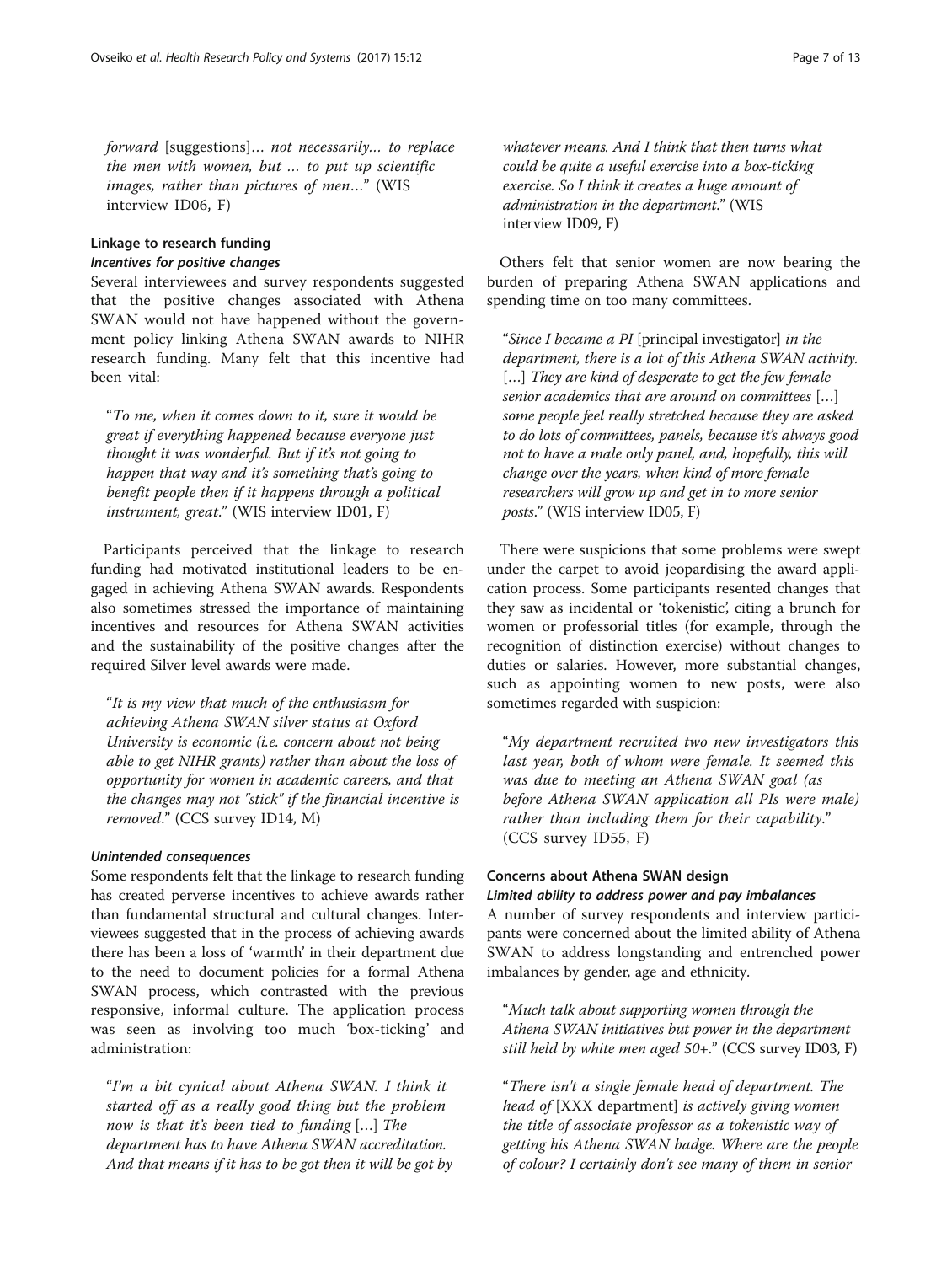*forward* [suggestions]*… not necessarily… to replace the men with women, but … to put up scientific images, rather than pictures of men…*" (WIS interview ID06, F)

### Linkage to research funding

#### *Incentives for positive changes*

Several interviewees and survey respondents suggested that the positive changes associated with Athena SWAN would not have happened without the government policy linking Athena SWAN awards to NIHR research funding. Many felt that this incentive had been vital:

> "*To me, when it comes down to it, sure it would be great if everything happened because everyone just thought it was wonderful. But if it's not going to happen that way and it's something that's going to benefit people then if it happens through a political instrument, great.*" (WIS interview ID01, F)

Participants perceived that the linkage to research funding had motivated institutional leaders to be engaged in achieving Athena SWAN awards. Respondents also sometimes stressed the importance of maintaining incentives and resources for Athena SWAN activities and the sustainability of the positive changes after the required Silver level awards were made.

> "*It is my view that much of the enthusiasm for achieving Athena SWAN silver status at Oxford University is economic (i.e. concern about not being able to get NIHR grants) rather than about the loss of opportunity for women in academic careers, and that the changes may not "stick" if the financial incentive is removed.*" (CCS survey ID14, M)

#### *Unintended consequences*

Some respondents felt that the linkage to research funding has created perverse incentives to achieve awards rather than fundamental structural and cultural changes. Interviewees suggested that in the process of achieving awards there has been a loss of 'warmth' in their department due to the need to document policies for a formal Athena SWAN process, which contrasted with the previous responsive, informal culture. The application process was seen as involving too much 'box-ticking' and administration:

> "*I'm a bit cynical about Athena SWAN. I think it started off as a really good thing but the problem now is that it's been tied to funding* […] *The department has to have Athena SWAN accreditation. And that means if it has to be got then it will be got by whatever means. And I think that then turns what could be quite a useful exercise into a box-ticking exercise. So I think it creates a huge amount of administration in the department.*" (WIS interview ID09, F)

Others felt that senior women are now bearing the burden of preparing Athena SWAN applications and spending time on too many committees.

> "*Since I became a PI* [principal investigator] *in the department, there is a lot of this Athena SWAN activity.* […] *They are kind of desperate to get the few female senior academics that are around on committees* […] *some people feel really stretched because they are asked to do lots of committees, panels, because it's always good not to have a male only panel, and, hopefully, this will change over the years, when kind of more female researchers will grow up and get in to more senior posts.*" (WIS interview ID05, F)

There were suspicions that some problems were swept under the carpet to avoid jeopardising the award application process. Some participants resented changes that they saw as incidental or 'tokenistic', citing a brunch for women or professorial titles (for example, through the recognition of distinction exercise) without changes to duties or salaries. However, more substantial changes, such as appointing women to new posts, were also sometimes regarded with suspicion:

> "*My department recruited two new investigators this last year, both of whom were female. It seemed this was due to meeting an Athena SWAN goal (as before Athena SWAN application all PIs were male) rather than including them for their capability.*" (CCS survey ID55, F)

### Concerns about Athena SWAN design

#### *Limited ability to address power and pay imbalances*

A number of survey respondents and interview participants were concerned about the limited ability of Athena SWAN to address longstanding and entrenched power imbalances by gender, age and ethnicity.

> "*Much talk about supporting women through the Athena SWAN initiatives but power in the department still held by white men aged 50+.*" (CCS survey ID03, F)

> "*There isn't a single female head of department. The head of* [XXX department] *is actively giving women the title of associate professor as a tokenistic way of getting his Athena SWAN badge. Where are the people of colour? I certainly don't see many of them in senior*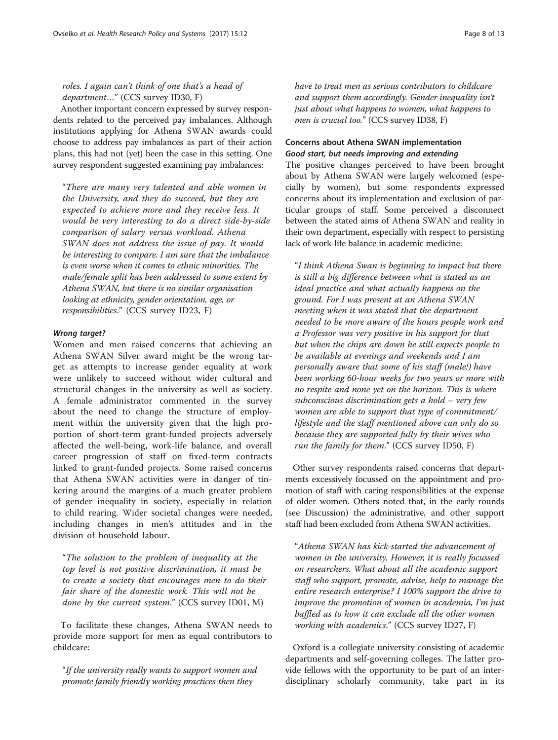*roles. I again can't think of one that's a head of department…*" (CCS survey ID30, F)

Another important concern expressed by survey respondents related to the perceived pay imbalances. Although institutions applying for Athena SWAN awards could choose to address pay imbalances as part of their action plans, this had not (yet) been the case in this setting. One survey respondent suggested examining pay imbalances:

> "*There are many very talented and able women in the University, and they do succeed, but they are expected to achieve more and they receive less. It would be very interesting to do a direct side-by-side comparison of salary versus workload. Athena SWAN does not address the issue of pay. It would be interesting to compare. I am sure that the imbalance is even worse when it comes to ethnic minorities. The male/female split has been addressed to some extent by Athena SWAN, but there is no similar organisation looking at ethnicity, gender orientation, age, or responsibilities.*" (CCS survey ID23, F)

#### *Wrong target?*

Women and men raised concerns that achieving an Athena SWAN Silver award might be the wrong target as attempts to increase gender equality at work were unlikely to succeed without wider cultural and structural changes in the university as well as society. A female administrator commented in the survey about the need to change the structure of employment within the university given that the high proportion of short-term grant-funded projects adversely affected the well-being, work-life balance, and overall career progression of staff on fixed-term contracts linked to grant-funded projects. Some raised concerns that Athena SWAN activities were in danger of tinkering around the margins of a much greater problem of gender inequality in society, especially in relation to child rearing. Wider societal changes were needed, including changes in men's attitudes and in the division of household labour.

> "*The solution to the problem of inequality at the top level is not positive discrimination, it must be to create a society that encourages men to do their fair share of the domestic work. This will not be done by the current system.*" (CCS survey ID01, M)

To facilitate these changes, Athena SWAN needs to provide more support for men as equal contributors to childcare:

> "*If the university really wants to support women and promote family friendly working practices then they have to treat men as serious contributors to childcare and support them accordingly. Gender inequality isn't just about what happens to women, what happens to men is crucial too.*" (CCS survey ID38, F)

### Concerns about Athena SWAN implementation

#### *Good start, but needs improving and extending*

The positive changes perceived to have been brought about by Athena SWAN were largely welcomed (especially by women), but some respondents expressed concerns about its implementation and exclusion of particular groups of staff. Some perceived a disconnect between the stated aims of Athena SWAN and reality in their own department, especially with respect to persisting lack of work-life balance in academic medicine:

> "*I think Athena Swan is beginning to impact but there is still a big difference between what is stated as an ideal practice and what actually happens on the ground. For I was present at an Athena SWAN meeting when it was stated that the department needed to be more aware of the hours people work and a Professor was very positive in his support for that but when the chips are down he still expects people to be available at evenings and weekends and I am personally aware that some of his staff (male!) have been working 60-hour weeks for two years or more with no respite and none yet on the horizon. This is where subconscious discrimination gets a hold – very few women are able to support that type of commitment/lifestyle and the staff mentioned above can only do so because they are supported fully by their wives who run the family for them.*" (CCS survey ID50, F)

Other survey respondents raised concerns that departments excessively focussed on the appointment and promotion of staff with caring responsibilities at the expense of older women. Others noted that, in the early rounds (see Discussion) the administrative, and other support staff had been excluded from Athena SWAN activities.

> "*Athena SWAN has kick-started the advancement of women in the university. However, it is really focussed on researchers. What about all the academic support staff who support, promote, advise, help to manage the entire research enterprise? I 100% support the drive to improve the promotion of women in academia, I'm just baffled as to how it can exclude all the other women working with academics.*" (CCS survey ID27, F)

Oxford is a collegiate university consisting of academic departments and self-governing colleges. The latter provide fellows with the opportunity to be part of an interdisciplinary scholarly community, take part in its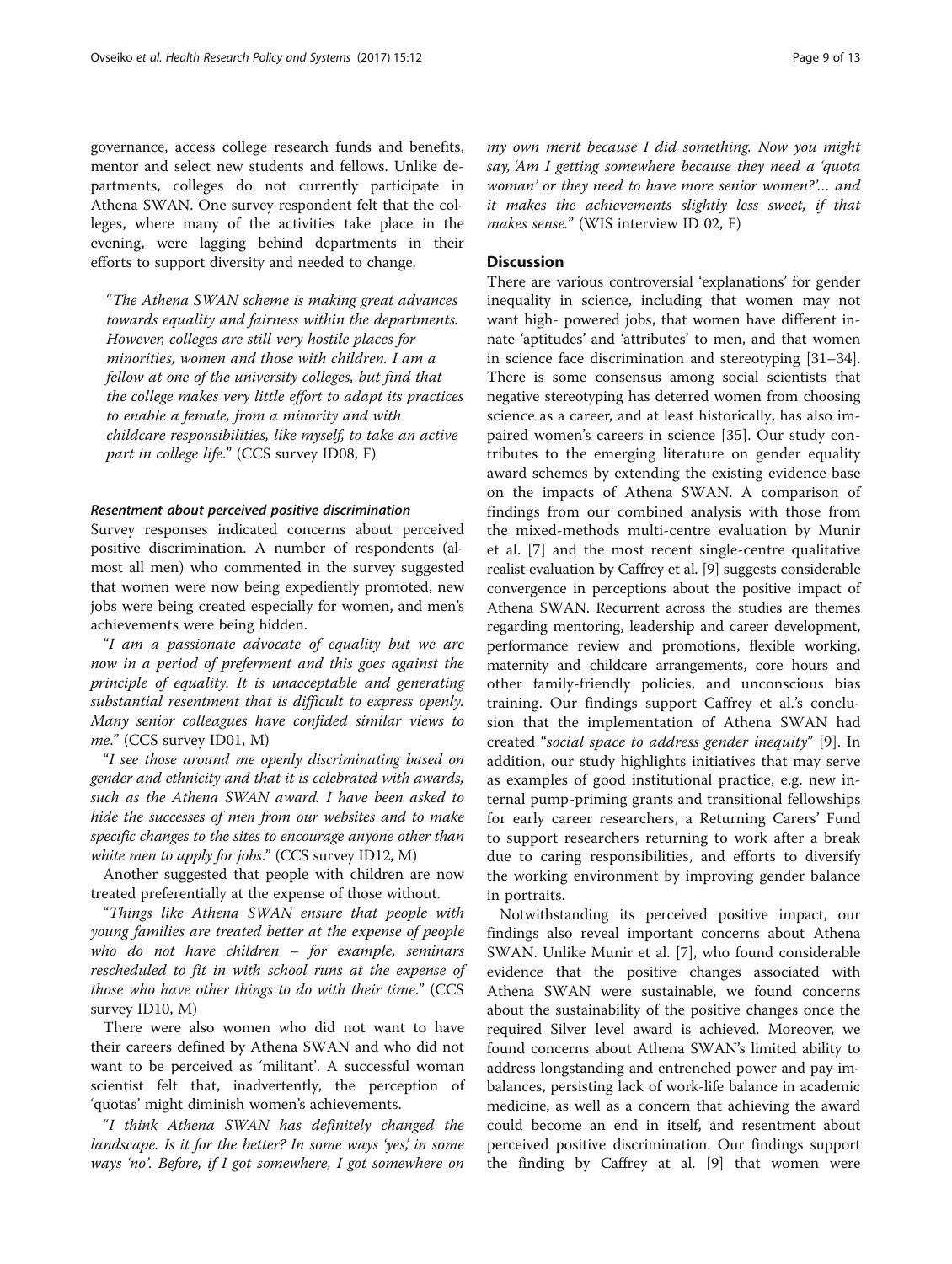governance, access college research funds and benefits, mentor and select new students and fellows. Unlike departments, colleges do not currently participate in Athena SWAN. One survey respondent felt that the colleges, where many of the activities take place in the evening, were lagging behind departments in their efforts to support diversity and needed to change.

> "*The Athena SWAN scheme is making great advances towards equality and fairness within the departments. However, colleges are still very hostile places for minorities, women and those with children. I am a fellow at one of the university colleges, but find that the college makes very little effort to adapt its practices to enable a female, from a minority and with childcare responsibilities, like myself, to take an active part in college life.*" (CCS survey ID08, F)

#### Resentment about perceived positive discrimination

Survey responses indicated concerns about perceived positive discrimination. A number of respondents (almost all men) who commented in the survey suggested that women were now being expediently promoted, new jobs were being created especially for women, and men's achievements were being hidden.

"*I am a passionate advocate of equality but we are now in a period of preferment and this goes against the principle of equality. It is unacceptable and generating substantial resentment that is difficult to express openly. Many senior colleagues have confided similar views to me.*" (CCS survey ID01, M)

"*I see those around me openly discriminating based on gender and ethnicity and that it is celebrated with awards, such as the Athena SWAN award. I have been asked to hide the successes of men from our websites and to make specific changes to the sites to encourage anyone other than white men to apply for jobs.*" (CCS survey ID12, M)

Another suggested that people with children are now treated preferentially at the expense of those without.

"*Things like Athena SWAN ensure that people with young families are treated better at the expense of people who do not have children – for example, seminars rescheduled to fit in with school runs at the expense of those who have other things to do with their time.*" (CCS survey ID10, M)

There were also women who did not want to have their careers defined by Athena SWAN and who did not want to be perceived as 'militant'. A successful woman scientist felt that, inadvertently, the perception of 'quotas' might diminish women's achievements.

"*I think Athena SWAN has definitely changed the landscape. Is it for the better? In some ways 'yes,' in some ways 'no'. Before, if I got somewhere, I got somewhere on my own merit because I did something. Now you might say, 'Am I getting somewhere because they need a 'quota woman' or they need to have more senior women?'… and it makes the achievements slightly less sweet, if that makes sense.*" (WIS interview ID 02, F)

## Discussion

There are various controversial 'explanations' for gender inequality in science, including that women may not want high- powered jobs, that women have different innate 'aptitudes' and 'attributes' to men, and that women in science face discrimination and stereotyping [31–34]. There is some consensus among social scientists that negative stereotyping has deterred women from choosing science as a career, and at least historically, has also impaired women's careers in science [35]. Our study contributes to the emerging literature on gender equality award schemes by extending the existing evidence base on the impacts of Athena SWAN. A comparison of findings from our combined analysis with those from the mixed-methods multi-centre evaluation by Munir et al. [7] and the most recent single-centre qualitative realist evaluation by Caffrey et al. [9] suggests considerable convergence in perceptions about the positive impact of Athena SWAN. Recurrent across the studies are themes regarding mentoring, leadership and career development, performance review and promotions, flexible working, maternity and childcare arrangements, core hours and other family-friendly policies, and unconscious bias training. Our findings support Caffrey et al.'s conclusion that the implementation of Athena SWAN had created "*social space to address gender inequity*" [9]. In addition, our study highlights initiatives that may serve as examples of good institutional practice, e.g. new internal pump-priming grants and transitional fellowships for early career researchers, a Returning Carers' Fund to support researchers returning to work after a break due to caring responsibilities, and efforts to diversify the working environment by improving gender balance in portraits.

Notwithstanding its perceived positive impact, our findings also reveal important concerns about Athena SWAN. Unlike Munir et al. [7], who found considerable evidence that the positive changes associated with Athena SWAN were sustainable, we found concerns about the sustainability of the positive changes once the required Silver level award is achieved. Moreover, we found concerns about Athena SWAN's limited ability to address longstanding and entrenched power and pay imbalances, persisting lack of work-life balance in academic medicine, as well as a concern that achieving the award could become an end in itself, and resentment about perceived positive discrimination. Our findings support the finding by Caffrey at al. [9] that women were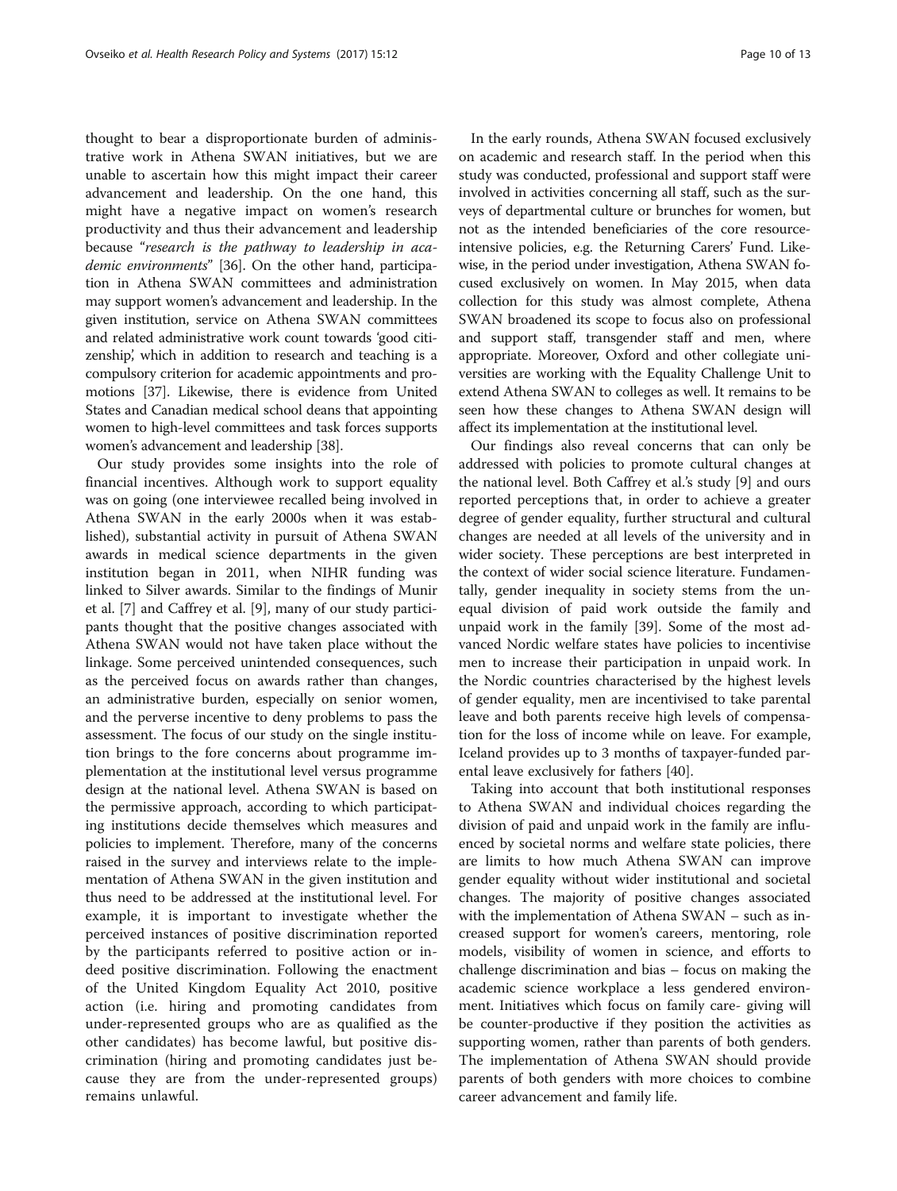thought to bear a disproportionate burden of administrative work in Athena SWAN initiatives, but we are unable to ascertain how this might impact their career advancement and leadership. On the one hand, this might have a negative impact on women's research productivity and thus their advancement and leadership because "*research is the pathway to leadership in academic environments*" [36]. On the other hand, participation in Athena SWAN committees and administration may support women's advancement and leadership. In the given institution, service on Athena SWAN committees and related administrative work count towards 'good citizenship', which in addition to research and teaching is a compulsory criterion for academic appointments and promotions [37]. Likewise, there is evidence from United States and Canadian medical school deans that appointing women to high-level committees and task forces supports women's advancement and leadership [38].

Our study provides some insights into the role of financial incentives. Although work to support equality was on going (one interviewee recalled being involved in Athena SWAN in the early 2000s when it was established), substantial activity in pursuit of Athena SWAN awards in medical science departments in the given institution began in 2011, when NIHR funding was linked to Silver awards. Similar to the findings of Munir et al. [7] and Caffrey et al. [9], many of our study participants thought that the positive changes associated with Athena SWAN would not have taken place without the linkage. Some perceived unintended consequences, such as the perceived focus on awards rather than changes, an administrative burden, especially on senior women, and the perverse incentive to deny problems to pass the assessment. The focus of our study on the single institution brings to the fore concerns about programme implementation at the institutional level versus programme design at the national level. Athena SWAN is based on the permissive approach, according to which participating institutions decide themselves which measures and policies to implement. Therefore, many of the concerns raised in the survey and interviews relate to the implementation of Athena SWAN in the given institution and thus need to be addressed at the institutional level. For example, it is important to investigate whether the perceived instances of positive discrimination reported by the participants referred to positive action or indeed positive discrimination. Following the enactment of the United Kingdom Equality Act 2010, positive action (i.e. hiring and promoting candidates from under-represented groups who are as qualified as the other candidates) has become lawful, but positive discrimination (hiring and promoting candidates just because they are from the under-represented groups) remains unlawful.

In the early rounds, Athena SWAN focused exclusively on academic and research staff. In the period when this study was conducted, professional and support staff were involved in activities concerning all staff, such as the surveys of departmental culture or brunches for women, but not as the intended beneficiaries of the core resource-intensive policies, e.g. the Returning Carers' Fund. Likewise, in the period under investigation, Athena SWAN focused exclusively on women. In May 2015, when data collection for this study was almost complete, Athena SWAN broadened its scope to focus also on professional and support staff, transgender staff and men, where appropriate. Moreover, Oxford and other collegiate universities are working with the Equality Challenge Unit to extend Athena SWAN to colleges as well. It remains to be seen how these changes to Athena SWAN design will affect its implementation at the institutional level.

Our findings also reveal concerns that can only be addressed with policies to promote cultural changes at the national level. Both Caffrey et al.'s study [9] and ours reported perceptions that, in order to achieve a greater degree of gender equality, further structural and cultural changes are needed at all levels of the university and in wider society. These perceptions are best interpreted in the context of wider social science literature. Fundamentally, gender inequality in society stems from the unequal division of paid work outside the family and unpaid work in the family [39]. Some of the most advanced Nordic welfare states have policies to incentivise men to increase their participation in unpaid work. In the Nordic countries characterised by the highest levels of gender equality, men are incentivised to take parental leave and both parents receive high levels of compensation for the loss of income while on leave. For example, Iceland provides up to 3 months of taxpayer-funded parental leave exclusively for fathers [40].

Taking into account that both institutional responses to Athena SWAN and individual choices regarding the division of paid and unpaid work in the family are influenced by societal norms and welfare state policies, there are limits to how much Athena SWAN can improve gender equality without wider institutional and societal changes. The majority of positive changes associated with the implementation of Athena SWAN – such as increased support for women's careers, mentoring, role models, visibility of women in science, and efforts to challenge discrimination and bias – focus on making the academic science workplace a less gendered environment. Initiatives which focus on family care- giving will be counter-productive if they position the activities as supporting women, rather than parents of both genders. The implementation of Athena SWAN should provide parents of both genders with more choices to combine career advancement and family life.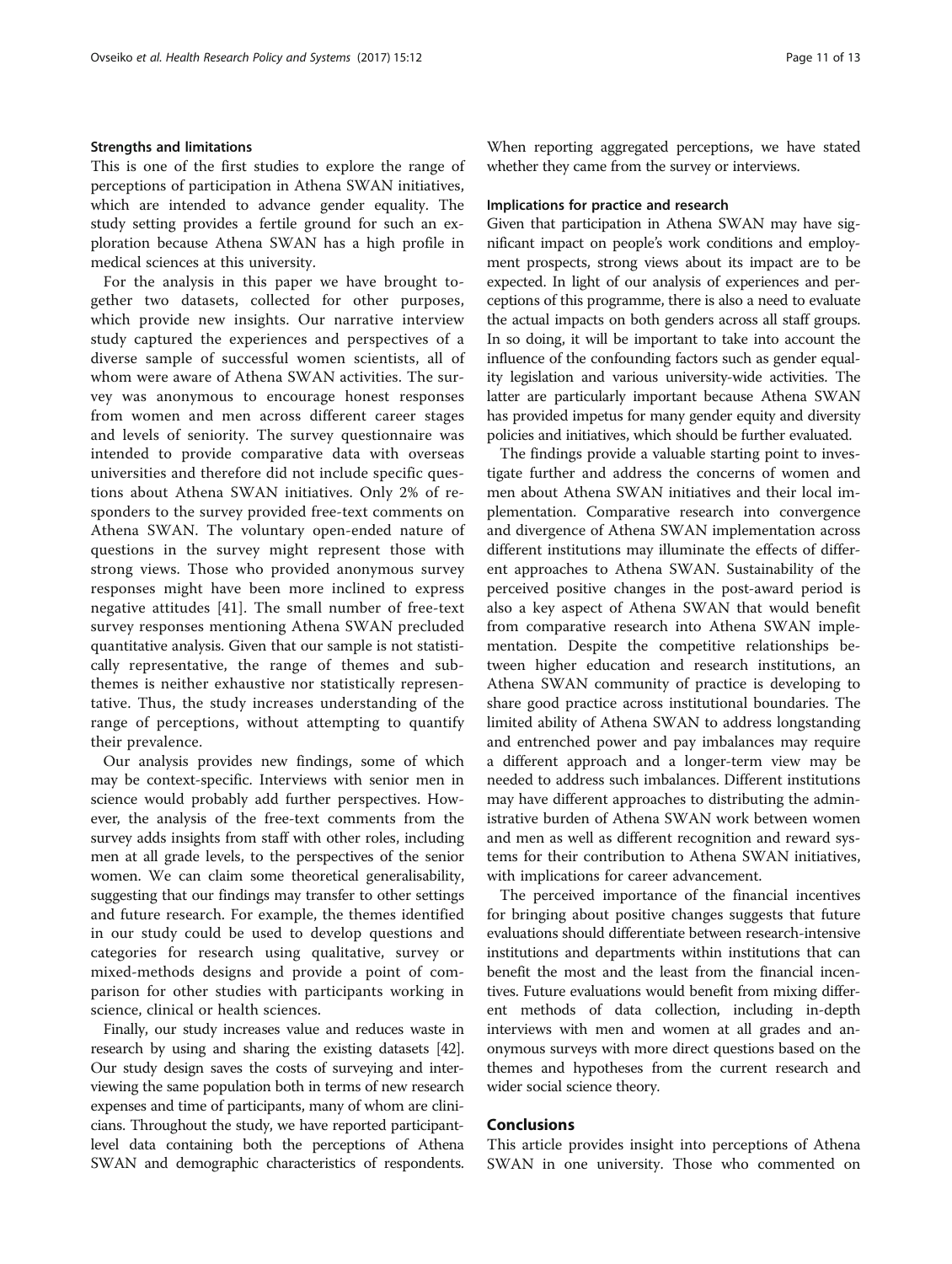### Strengths and limitations

This is one of the first studies to explore the range of perceptions of participation in Athena SWAN initiatives, which are intended to advance gender equality. The study setting provides a fertile ground for such an exploration because Athena SWAN has a high profile in medical sciences at this university.

For the analysis in this paper we have brought together two datasets, collected for other purposes, which provide new insights. Our narrative interview study captured the experiences and perspectives of a diverse sample of successful women scientists, all of whom were aware of Athena SWAN activities. The survey was anonymous to encourage honest responses from women and men across different career stages and levels of seniority. The survey questionnaire was intended to provide comparative data with overseas universities and therefore did not include specific questions about Athena SWAN initiatives. Only 2% of responders to the survey provided free-text comments on Athena SWAN. The voluntary open-ended nature of questions in the survey might represent those with strong views. Those who provided anonymous survey responses might have been more inclined to express negative attitudes [41]. The small number of free-text survey responses mentioning Athena SWAN precluded quantitative analysis. Given that our sample is not statistically representative, the range of themes and subthemes is neither exhaustive nor statistically representative. Thus, the study increases understanding of the range of perceptions, without attempting to quantify their prevalence.

Our analysis provides new findings, some of which may be context-specific. Interviews with senior men in science would probably add further perspectives. However, the analysis of the free-text comments from the survey adds insights from staff with other roles, including men at all grade levels, to the perspectives of the senior women. We can claim some theoretical generalisability, suggesting that our findings may transfer to other settings and future research. For example, the themes identified in our study could be used to develop questions and categories for research using qualitative, survey or mixed-methods designs and provide a point of comparison for other studies with participants working in science, clinical or health sciences.

Finally, our study increases value and reduces waste in research by using and sharing the existing datasets [42]. Our study design saves the costs of surveying and interviewing the same population both in terms of new research expenses and time of participants, many of whom are clinicians. Throughout the study, we have reported participant-level data containing both the perceptions of Athena SWAN and demographic characteristics of respondents. When reporting aggregated perceptions, we have stated whether they came from the survey or interviews.

### Implications for practice and research

Given that participation in Athena SWAN may have significant impact on people's work conditions and employment prospects, strong views about its impact are to be expected. In light of our analysis of experiences and perceptions of this programme, there is also a need to evaluate the actual impacts on both genders across all staff groups. In so doing, it will be important to take into account the influence of the confounding factors such as gender equality legislation and various university-wide activities. The latter are particularly important because Athena SWAN has provided impetus for many gender equity and diversity policies and initiatives, which should be further evaluated.

The findings provide a valuable starting point to investigate further and address the concerns of women and men about Athena SWAN initiatives and their local implementation. Comparative research into convergence and divergence of Athena SWAN implementation across different institutions may illuminate the effects of different approaches to Athena SWAN. Sustainability of the perceived positive changes in the post-award period is also a key aspect of Athena SWAN that would benefit from comparative research into Athena SWAN implementation. Despite the competitive relationships between higher education and research institutions, an Athena SWAN community of practice is developing to share good practice across institutional boundaries. The limited ability of Athena SWAN to address longstanding and entrenched power and pay imbalances may require a different approach and a longer-term view may be needed to address such imbalances. Different institutions may have different approaches to distributing the administrative burden of Athena SWAN work between women and men as well as different recognition and reward systems for their contribution to Athena SWAN initiatives, with implications for career advancement.

The perceived importance of the financial incentives for bringing about positive changes suggests that future evaluations should differentiate between research-intensive institutions and departments within institutions that can benefit the most and the least from the financial incentives. Future evaluations would benefit from mixing different methods of data collection, including in-depth interviews with men and women at all grades and anonymous surveys with more direct questions based on the themes and hypotheses from the current research and wider social science theory.

## Conclusions

This article provides insight into perceptions of Athena SWAN in one university. Those who commented on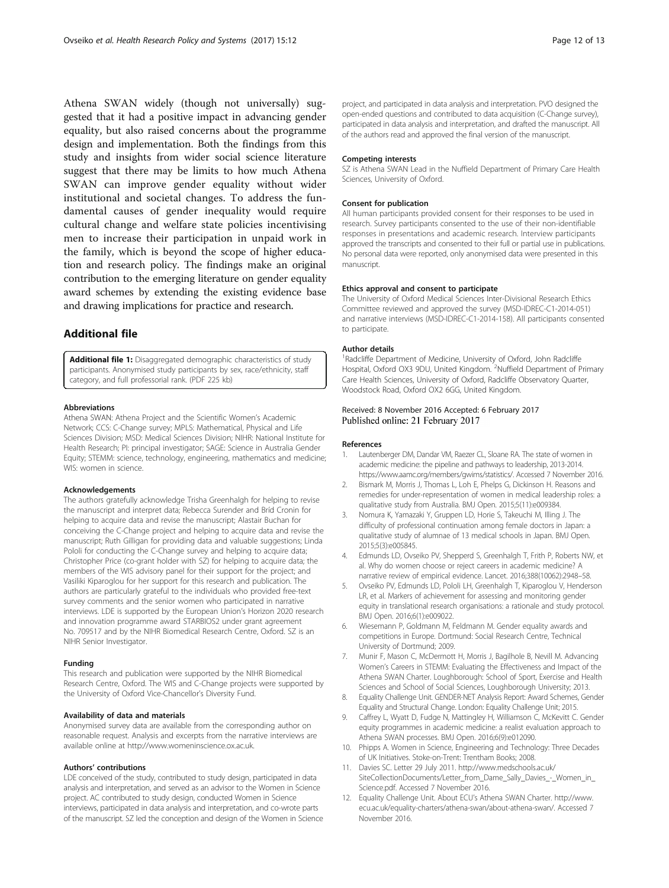Athena SWAN widely (though not universally) suggested that it had a positive impact in advancing gender equality, but also raised concerns about the programme design and implementation. Both the findings from this study and insights from wider social science literature suggest that there may be limits to how much Athena SWAN can improve gender equality without wider institutional and societal changes. To address the fundamental causes of gender inequality would require cultural change and welfare state policies incentivising men to increase their participation in unpaid work in the family, which is beyond the scope of higher education and research policy. The findings make an original contribution to the emerging literature on gender equality award schemes by extending the existing evidence base and drawing implications for practice and research.

## Additional file

**Additional file 1:** Disaggregated demographic characteristics of study participants. Anonymised study participants by sex, race/ethnicity, staff category, and full professorial rank. (PDF 225 kb)

#### Abbreviations

Athena SWAN: Athena Project and the Scientific Women's Academic Network; CCS: C-Change survey; MPLS: Mathematical, Physical and Life Sciences Division; MSD: Medical Sciences Division; NIHR: National Institute for Health Research; PI: principal investigator; SAGE: Science in Australia Gender Equity; STEMM: science, technology, engineering, mathematics and medicine; WIS: women in science.

#### Acknowledgements

The authors gratefully acknowledge Trisha Greenhalgh for helping to revise the manuscript and interpret data; Rebecca Surender and Bríd Cronin for helping to acquire data and revise the manuscript; Alastair Buchan for conceiving the C-Change project and helping to acquire data and revise the manuscript; Ruth Gilligan for providing data and valuable suggestions; Linda Pololi for conducting the C-Change survey and helping to acquire data; Christopher Price (co-grant holder with SZ) for helping to acquire data; the members of the WIS advisory panel for their support for the project; and Vasiliki Kiparoglou for her support for this research and publication. The authors are particularly grateful to the individuals who provided free-text survey comments and the senior women who participated in narrative interviews. LDE is supported by the European Union's Horizon 2020 research and innovation programme award STARBIOS2 under grant agreement No. 709517 and by the NIHR Biomedical Research Centre, Oxford. SZ is an NIHR Senior Investigator.

#### Funding

This research and publication were supported by the NIHR Biomedical Research Centre, Oxford. The WIS and C-Change projects were supported by the University of Oxford Vice-Chancellor's Diversity Fund.

#### Availability of data and materials

Anonymised survey data are available from the corresponding author on reasonable request. Analysis and excerpts from the narrative interviews are available online at http://www.womeninscience.ox.ac.uk.

#### Authors' contributions

LDE conceived of the study, contributed to study design, participated in data analysis and interpretation, and served as an advisor to the Women in Science project. AC contributed to study design, conducted Women in Science interviews, participated in data analysis and interpretation, and co-wrote parts of the manuscript. SZ led the conception and design of the Women in Science project, and participated in data analysis and interpretation. PVO designed the open-ended questions and contributed to data acquisition (C-Change survey), participated in data analysis and interpretation, and drafted the manuscript. All of the authors read and approved the final version of the manuscript.

#### Competing interests

SZ is Athena SWAN Lead in the Nuffield Department of Primary Care Health Sciences, University of Oxford.

#### Consent for publication

All human participants provided consent for their responses to be used in research. Survey participants consented to the use of their non-identifiable responses in presentations and academic research. Interview participants approved the transcripts and consented to their full or partial use in publications. No personal data were reported, only anonymised data were presented in this manuscript.

#### Ethics approval and consent to participate

The University of Oxford Medical Sciences Inter-Divisional Research Ethics Committee reviewed and approved the survey (MSD-IDREC-C1-2014-051) and narrative interviews (MSD-IDREC-C1-2014-158). All participants consented to participate.

#### Author details

[1]Radcliffe Department of Medicine, University of Oxford, John Radcliffe Hospital, Oxford OX3 9DU, United Kingdom. [2]Nuffield Department of Primary Care Health Sciences, University of Oxford, Radcliffe Observatory Quarter, Woodstock Road, Oxford OX2 6GG, United Kingdom.

Received: 8 November 2016 Accepted: 6 February 2017
Published online: 21 February 2017

#### References

1. Lautenberger DM, Dandar VM, Raezer CL, Sloane RA. The state of women in academic medicine: the pipeline and pathways to leadership, 2013-2014. https://www.aamc.org/members/gwims/statistics/. Accessed 7 November 2016.
2. Bismark M, Morris J, Thomas L, Loh E, Phelps G, Dickinson H. Reasons and remedies for under-representation of women in medical leadership roles: a qualitative study from Australia. BMJ Open. 2015;5(11):e009384.
3. Nomura K, Yamazaki Y, Gruppen LD, Horie S, Takeuchi M, Illing J. The difficulty of professional continuation among female doctors in Japan: a qualitative study of alumnae of 13 medical schools in Japan. BMJ Open. 2015;5(3):e005845.
4. Edmunds LD, Ovseiko PV, Shepperd S, Greenhalgh T, Frith P, Roberts NW, et al. Why do women choose or reject careers in academic medicine? A narrative review of empirical evidence. Lancet. 2016;388(10062):2948–58.
5. Ovseiko PV, Edmunds LD, Pololi LH, Greenhalgh T, Kiparoglou V, Henderson LR, et al. Markers of achievement for assessing and monitoring gender equity in translational research organisations: a rationale and study protocol. BMJ Open. 2016;6(1):e009022.
6. Wiesemann P, Goldmann M, Feldmann M. Gender equality awards and competitions in Europe. Dortmund: Social Research Centre, Technical University of Dortmund; 2009.
7. Munir F, Mason C, McDermott H, Morris J, Bagilhole B, Nevill M. Advancing Women's Careers in STEMM: Evaluating the Effectiveness and Impact of the Athena SWAN Charter. Loughborough: School of Sport, Exercise and Health Sciences and School of Social Sciences, Loughborough University; 2013.
8. Equality Challenge Unit. GENDER-NET Analysis Report: Award Schemes, Gender Equality and Structural Change. London: Equality Challenge Unit; 2015.
9. Caffrey L, Wyatt D, Fudge N, Mattingley H, Williamson C, McKevitt C. Gender equity programmes in academic medicine: a realist evaluation approach to Athena SWAN processes. BMJ Open. 2016;6(9):e012090.
10. Phipps A. Women in Science, Engineering and Technology: Three Decades of UK Initiatives. Stoke-on-Trent: Trentham Books; 2008.
11. Davies SC. Letter 29 July 2011. http://www.medschools.ac.uk/SiteCollectionDocuments/Letter_from_Dame_Sally_Davies_-_Women_in_Science.pdf. Accessed 7 November 2016.
12. Equality Challenge Unit. About ECU's Athena SWAN Charter. http://www.ecu.ac.uk/equality-charters/athena-swan/about-athena-swan/. Accessed 7 November 2016.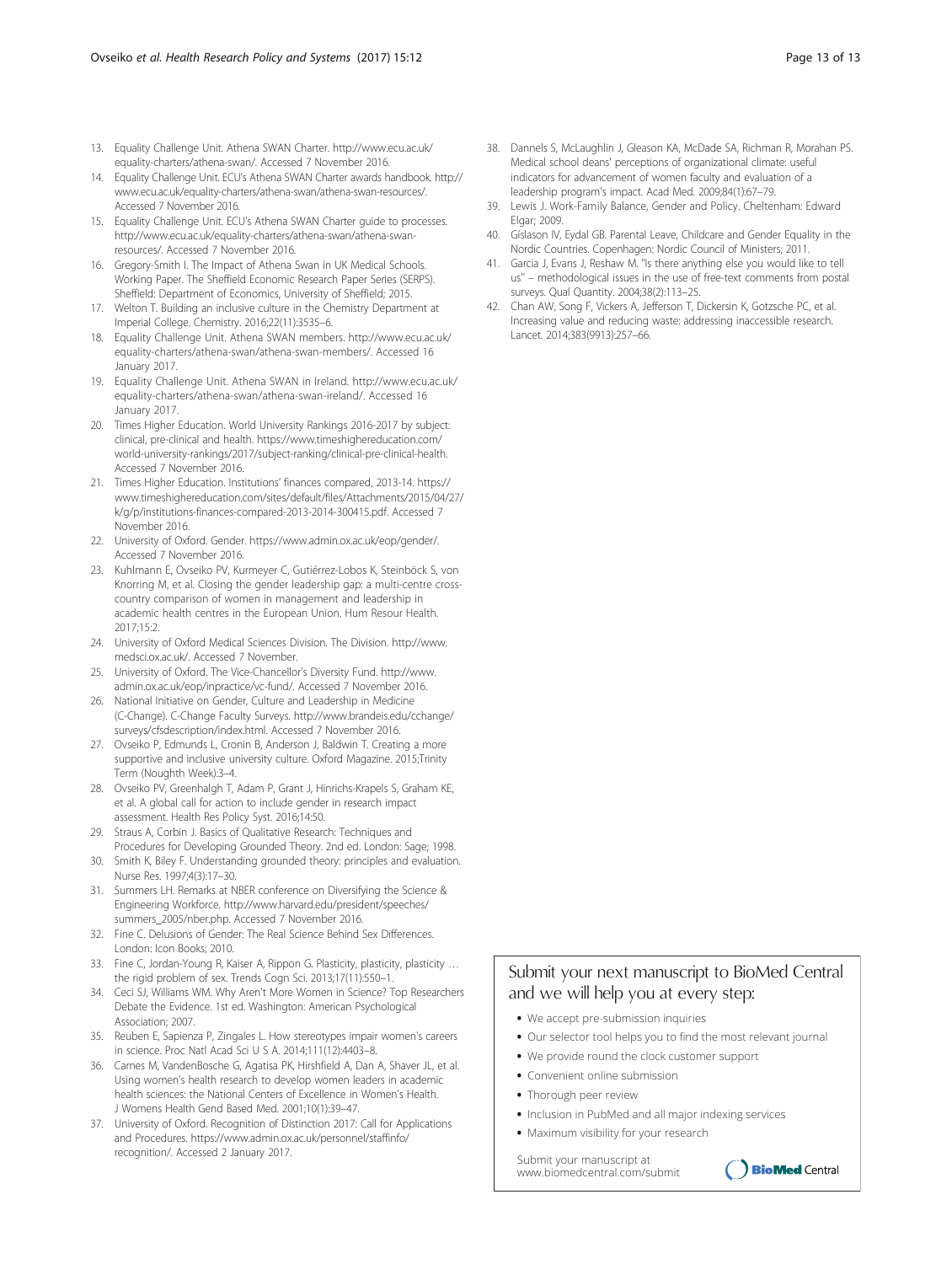13. Equality Challenge Unit. Athena SWAN Charter. http://www.ecu.ac.uk/equality-charters/athena-swan/. Accessed 7 November 2016.
14. Equality Challenge Unit. ECU's Athena SWAN Charter awards handbook. http://www.ecu.ac.uk/equality-charters/athena-swan/athena-swan-resources/. Accessed 7 November 2016.
15. Equality Challenge Unit. ECU's Athena SWAN Charter guide to processes. http://www.ecu.ac.uk/equality-charters/athena-swan/athena-swan-resources/. Accessed 7 November 2016.
16. Gregory-Smith I. The Impact of Athena Swan in UK Medical Schools. Working Paper. The Sheffield Economic Research Paper Series (SERPS). Sheffield: Department of Economics, University of Sheffield; 2015.
17. Welton T. Building an inclusive culture in the Chemistry Department at Imperial College. Chemistry. 2016;22(11):3535–6.
18. Equality Challenge Unit. Athena SWAN members. http://www.ecu.ac.uk/equality-charters/athena-swan/athena-swan-members/. Accessed 16 January 2017.
19. Equality Challenge Unit. Athena SWAN in Ireland. http://www.ecu.ac.uk/equality-charters/athena-swan/athena-swan-ireland/. Accessed 16 January 2017.
20. Times Higher Education. World University Rankings 2016-2017 by subject: clinical, pre-clinical and health. https://www.timeshighereducation.com/world-university-rankings/2017/subject-ranking/clinical-pre-clinical-health. Accessed 7 November 2016.
21. Times Higher Education. Institutions' finances compared, 2013-14. https://www.timeshighereducation.com/sites/default/files/Attachments/2015/04/27/k/g/p/institutions-finances-compared-2013-2014-300415.pdf. Accessed 7 November 2016.
22. University of Oxford. Gender. https://www.admin.ox.ac.uk/eop/gender/. Accessed 7 November 2016.
23. Kuhlmann E, Ovseiko PV, Kurmeyer C, Gutiérrez-Lobos K, Steinböck S, von Knorring M, et al. Closing the gender leadership gap: a multi-centre cross-country comparison of women in management and leadership in academic health centres in the European Union. Hum Resour Health. 2017;15:2.
24. University of Oxford Medical Sciences Division. The Division. http://www.medsci.ox.ac.uk/. Accessed 7 November.
25. University of Oxford. The Vice-Chancellor's Diversity Fund. http://www.admin.ox.ac.uk/eop/inpractice/vc-fund/. Accessed 7 November 2016.
26. National Initiative on Gender, Culture and Leadership in Medicine (C-Change). C-Change Faculty Surveys. http://www.brandeis.edu/cchange/surveys/cfsdescription/index.html. Accessed 7 November 2016.
27. Ovseiko P, Edmunds L, Cronin B, Anderson J, Baldwin T. Creating a more supportive and inclusive university culture. Oxford Magazine. 2015;Trinity Term (Noughth Week):3–4.
28. Ovseiko PV, Greenhalgh T, Adam P, Grant J, Hinrichs-Krapels S, Graham KE, et al. A global call for action to include gender in research impact assessment. Health Res Policy Syst. 2016;14:50.
29. Straus A, Corbin J. Basics of Qualitative Research: Techniques and Procedures for Developing Grounded Theory. 2nd ed. London: Sage; 1998.
30. Smith K, Biley F. Understanding grounded theory: principles and evaluation. Nurse Res. 1997;4(3):17–30.
31. Summers LH. Remarks at NBER conference on Diversifying the Science & Engineering Workforce. http://www.harvard.edu/president/speeches/summers_2005/nber.php. Accessed 7 November 2016.
32. Fine C. Delusions of Gender: The Real Science Behind Sex Differences. London: Icon Books; 2010.
33. Fine C, Jordan-Young R, Kaiser A, Rippon G. Plasticity, plasticity, plasticity … the rigid problem of sex. Trends Cogn Sci. 2013;17(11):550–1.
34. Ceci SJ, Williams WM. Why Aren't More Women in Science? Top Researchers Debate the Evidence. 1st ed. Washington: American Psychological Association; 2007.
35. Reuben E, Sapienza P, Zingales L. How stereotypes impair women's careers in science. Proc Natl Acad Sci U S A. 2014;111(12):4403–8.
36. Carnes M, VandenBosche G, Agatisa PK, Hirshfield A, Dan A, Shaver JL, et al. Using women's health research to develop women leaders in academic health sciences: the National Centers of Excellence in Women's Health. J Womens Health Gend Based Med. 2001;10(1):39–47.
37. University of Oxford. Recognition of Distinction 2017: Call for Applications and Procedures. https://www.admin.ox.ac.uk/personnel/staffinfo/recognition/. Accessed 2 January 2017.
38. Dannels S, McLaughlin J, Gleason KA, McDade SA, Richman R, Morahan PS. Medical school deans' perceptions of organizational climate: useful indicators for advancement of women faculty and evaluation of a leadership program's impact. Acad Med. 2009;84(1):67–79.
39. Lewis J. Work-Family Balance, Gender and Policy. Cheltenham: Edward Elgar; 2009.
40. Gíslason IV, Eydal GB. Parental Leave, Childcare and Gender Equality in the Nordic Countries. Copenhagen: Nordic Council of Ministers; 2011.
41. Garcia J, Evans J, Reshaw M. "Is there anything else you would like to tell us" – methodological issues in the use of free-text comments from postal surveys. Qual Quantity. 2004;38(2):113–25.
42. Chan AW, Song F, Vickers A, Jefferson T, Dickersin K, Gotzsche PC, et al. Increasing value and reducing waste: addressing inaccessible research. Lancet. 2014;383(9913):257–66.

Submit your next manuscript to BioMed Central and we will help you at every step:

- We accept pre-submission inquiries
- Our selector tool helps you to find the most relevant journal
- We provide round the clock customer support
- Convenient online submission
- Thorough peer review
- Inclusion in PubMed and all major indexing services
- Maximum visibility for your research

Submit your manuscript at www.biomedcentral.com/submit

BioMed Central